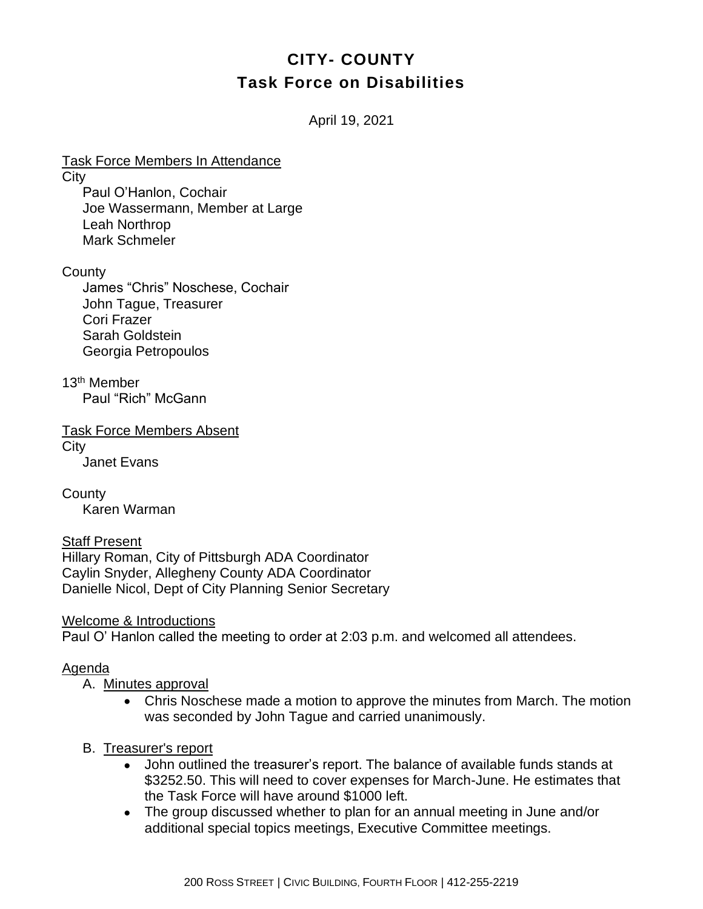# CITY- COUNTY
## Task Force on Disabilities

April 19, 2021

Task Force Members In Attendance

City

Paul O'Hanlon, Cochair
Joe Wassermann, Member at Large
Leah Northrop
Mark Schmeler

County

James "Chris" Noschese, Cochair
John Tague, Treasurer
Cori Frazer
Sarah Goldstein
Georgia Petropoulos

13th Member

Paul "Rich" McGann

Task Force Members Absent

City

Janet Evans

County

Karen Warman

Staff Present

Hillary Roman, City of Pittsburgh ADA Coordinator
Caylin Snyder, Allegheny County ADA Coordinator
Danielle Nicol, Dept of City Planning Senior Secretary

Welcome & Introductions

Paul O' Hanlon called the meeting to order at 2:03 p.m. and welcomed all attendees.

Agenda

A. Minutes approval
- Chris Noschese made a motion to approve the minutes from March. The motion was seconded by John Tague and carried unanimously.

B. Treasurer's report
- John outlined the treasurer's report. The balance of available funds stands at $3252.50. This will need to cover expenses for March-June. He estimates that the Task Force will have around $1000 left.
- The group discussed whether to plan for an annual meeting in June and/or additional special topics meetings, Executive Committee meetings.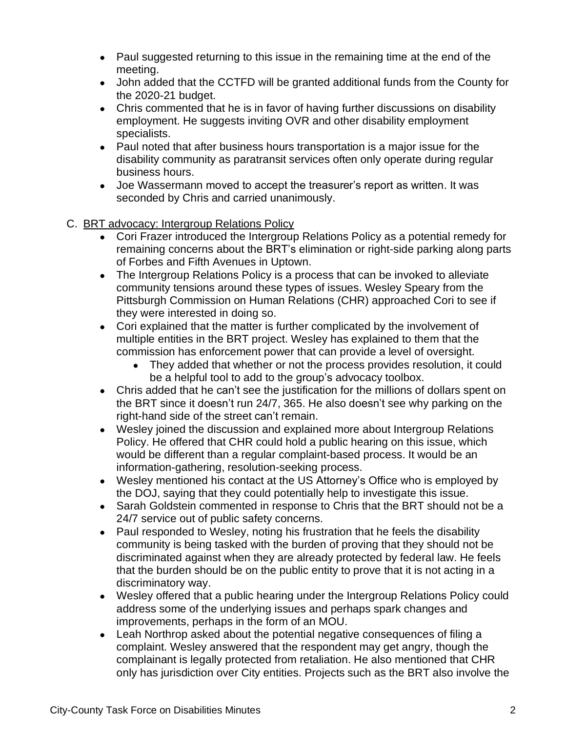- Paul suggested returning to this issue in the remaining time at the end of the meeting.
- John added that the CCTFD will be granted additional funds from the County for the 2020-21 budget.
- Chris commented that he is in favor of having further discussions on disability employment. He suggests inviting OVR and other disability employment specialists.
- Paul noted that after business hours transportation is a major issue for the disability community as paratransit services often only operate during regular business hours.
- Joe Wassermann moved to accept the treasurer's report as written. It was seconded by Chris and carried unanimously.

C. BRT advocacy: Intergroup Relations Policy

- Cori Frazer introduced the Intergroup Relations Policy as a potential remedy for remaining concerns about the BRT's elimination or right-side parking along parts of Forbes and Fifth Avenues in Uptown.
- The Intergroup Relations Policy is a process that can be invoked to alleviate community tensions around these types of issues. Wesley Speary from the Pittsburgh Commission on Human Relations (CHR) approached Cori to see if they were interested in doing so.
- Cori explained that the matter is further complicated by the involvement of multiple entities in the BRT project. Wesley has explained to them that the commission has enforcement power that can provide a level of oversight.
  - They added that whether or not the process provides resolution, it could be a helpful tool to add to the group's advocacy toolbox.
- Chris added that he can't see the justification for the millions of dollars spent on the BRT since it doesn't run 24/7, 365. He also doesn't see why parking on the right-hand side of the street can't remain.
- Wesley joined the discussion and explained more about Intergroup Relations Policy. He offered that CHR could hold a public hearing on this issue, which would be different than a regular complaint-based process. It would be an information-gathering, resolution-seeking process.
- Wesley mentioned his contact at the US Attorney's Office who is employed by the DOJ, saying that they could potentially help to investigate this issue.
- Sarah Goldstein commented in response to Chris that the BRT should not be a 24/7 service out of public safety concerns.
- Paul responded to Wesley, noting his frustration that he feels the disability community is being tasked with the burden of proving that they should not be discriminated against when they are already protected by federal law. He feels that the burden should be on the public entity to prove that it is not acting in a discriminatory way.
- Wesley offered that a public hearing under the Intergroup Relations Policy could address some of the underlying issues and perhaps spark changes and improvements, perhaps in the form of an MOU.
- Leah Northrop asked about the potential negative consequences of filing a complaint. Wesley answered that the respondent may get angry, though the complainant is legally protected from retaliation. He also mentioned that CHR only has jurisdiction over City entities. Projects such as the BRT also involve the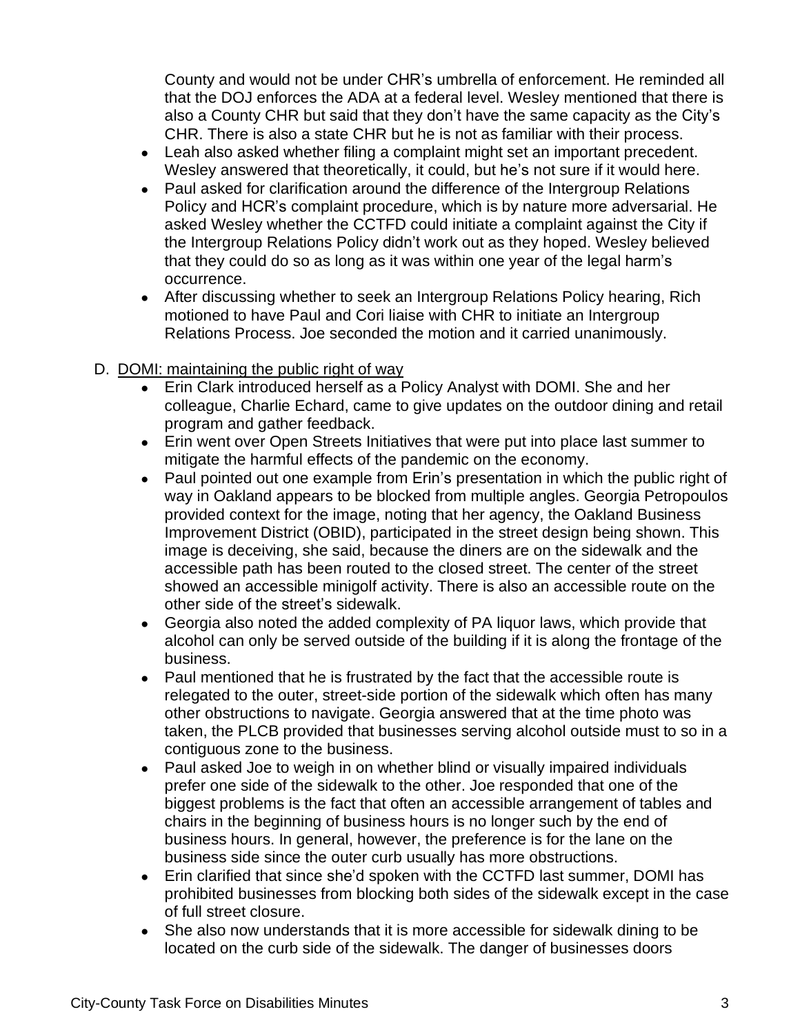County and would not be under CHR's umbrella of enforcement. He reminded all that the DOJ enforces the ADA at a federal level. Wesley mentioned that there is also a County CHR but said that they don't have the same capacity as the City's CHR. There is also a state CHR but he is not as familiar with their process.

- Leah also asked whether filing a complaint might set an important precedent. Wesley answered that theoretically, it could, but he's not sure if it would here.
- Paul asked for clarification around the difference of the Intergroup Relations Policy and HCR's complaint procedure, which is by nature more adversarial. He asked Wesley whether the CCTFD could initiate a complaint against the City if the Intergroup Relations Policy didn't work out as they hoped. Wesley believed that they could do so as long as it was within one year of the legal harm's occurrence.
- After discussing whether to seek an Intergroup Relations Policy hearing, Rich motioned to have Paul and Cori liaise with CHR to initiate an Intergroup Relations Process. Joe seconded the motion and it carried unanimously.

D. DOMI: maintaining the public right of way

- Erin Clark introduced herself as a Policy Analyst with DOMI. She and her colleague, Charlie Echard, came to give updates on the outdoor dining and retail program and gather feedback.
- Erin went over Open Streets Initiatives that were put into place last summer to mitigate the harmful effects of the pandemic on the economy.
- Paul pointed out one example from Erin's presentation in which the public right of way in Oakland appears to be blocked from multiple angles. Georgia Petropoulos provided context for the image, noting that her agency, the Oakland Business Improvement District (OBID), participated in the street design being shown. This image is deceiving, she said, because the diners are on the sidewalk and the accessible path has been routed to the closed street. The center of the street showed an accessible minigolf activity. There is also an accessible route on the other side of the street's sidewalk.
- Georgia also noted the added complexity of PA liquor laws, which provide that alcohol can only be served outside of the building if it is along the frontage of the business.
- Paul mentioned that he is frustrated by the fact that the accessible route is relegated to the outer, street-side portion of the sidewalk which often has many other obstructions to navigate. Georgia answered that at the time photo was taken, the PLCB provided that businesses serving alcohol outside must to so in a contiguous zone to the business.
- Paul asked Joe to weigh in on whether blind or visually impaired individuals prefer one side of the sidewalk to the other. Joe responded that one of the biggest problems is the fact that often an accessible arrangement of tables and chairs in the beginning of business hours is no longer such by the end of business hours. In general, however, the preference is for the lane on the business side since the outer curb usually has more obstructions.
- Erin clarified that since she'd spoken with the CCTFD last summer, DOMI has prohibited businesses from blocking both sides of the sidewalk except in the case of full street closure.
- She also now understands that it is more accessible for sidewalk dining to be located on the curb side of the sidewalk. The danger of businesses doors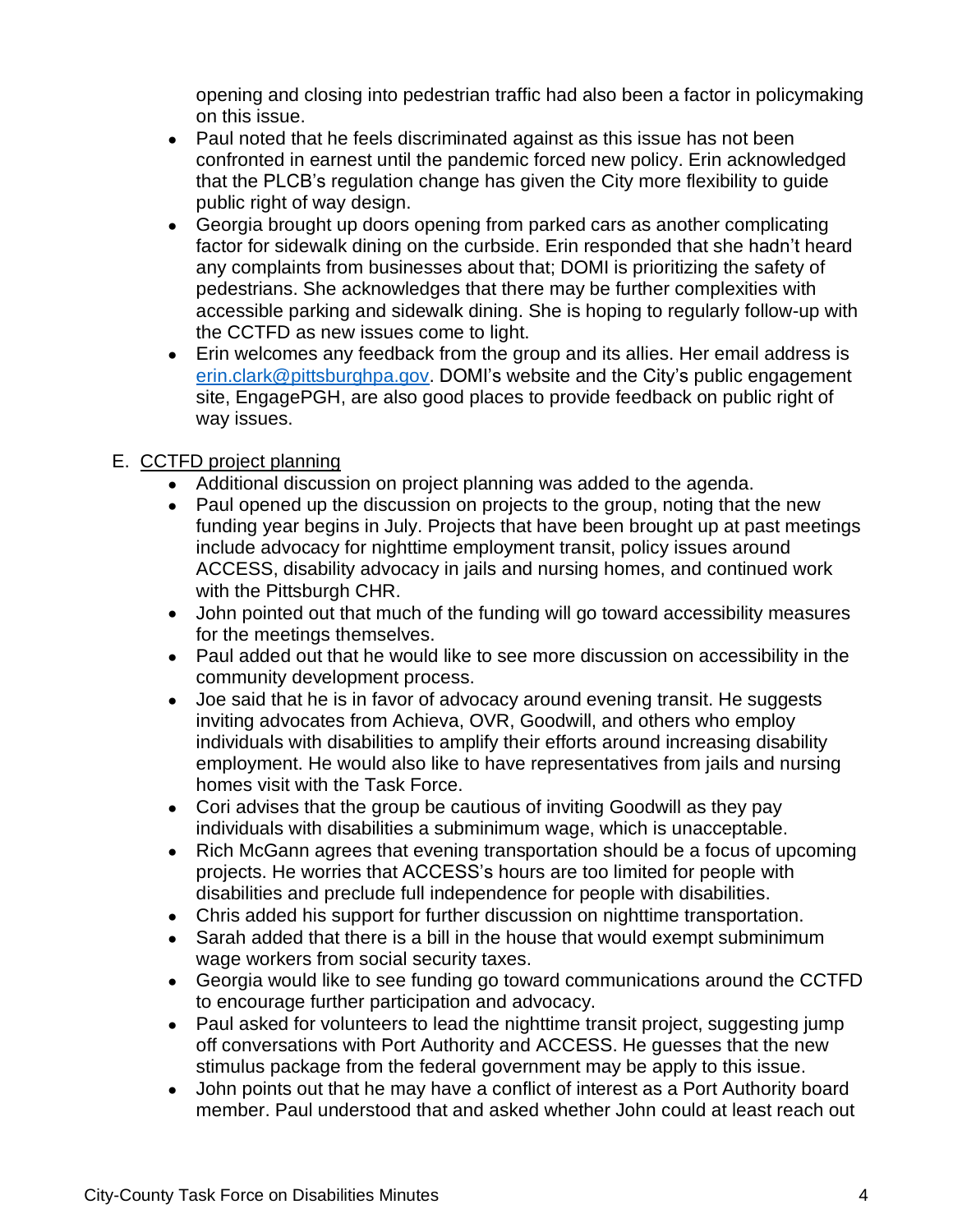opening and closing into pedestrian traffic had also been a factor in policymaking on this issue.

- Paul noted that he feels discriminated against as this issue has not been confronted in earnest until the pandemic forced new policy. Erin acknowledged that the PLCB's regulation change has given the City more flexibility to guide public right of way design.
- Georgia brought up doors opening from parked cars as another complicating factor for sidewalk dining on the curbside. Erin responded that she hadn't heard any complaints from businesses about that; DOMI is prioritizing the safety of pedestrians. She acknowledges that there may be further complexities with accessible parking and sidewalk dining. She is hoping to regularly follow-up with the CCTFD as new issues come to light.
- Erin welcomes any feedback from the group and its allies. Her email address is erin.clark@pittsburghpa.gov. DOMI's website and the City's public engagement site, EngagePGH, are also good places to provide feedback on public right of way issues.

E. CCTFD project planning

- Additional discussion on project planning was added to the agenda.
- Paul opened up the discussion on projects to the group, noting that the new funding year begins in July. Projects that have been brought up at past meetings include advocacy for nighttime employment transit, policy issues around ACCESS, disability advocacy in jails and nursing homes, and continued work with the Pittsburgh CHR.
- John pointed out that much of the funding will go toward accessibility measures for the meetings themselves.
- Paul added out that he would like to see more discussion on accessibility in the community development process.
- Joe said that he is in favor of advocacy around evening transit. He suggests inviting advocates from Achieva, OVR, Goodwill, and others who employ individuals with disabilities to amplify their efforts around increasing disability employment. He would also like to have representatives from jails and nursing homes visit with the Task Force.
- Cori advises that the group be cautious of inviting Goodwill as they pay individuals with disabilities a subminimum wage, which is unacceptable.
- Rich McGann agrees that evening transportation should be a focus of upcoming projects. He worries that ACCESS's hours are too limited for people with disabilities and preclude full independence for people with disabilities.
- Chris added his support for further discussion on nighttime transportation.
- Sarah added that there is a bill in the house that would exempt subminimum wage workers from social security taxes.
- Georgia would like to see funding go toward communications around the CCTFD to encourage further participation and advocacy.
- Paul asked for volunteers to lead the nighttime transit project, suggesting jump off conversations with Port Authority and ACCESS. He guesses that the new stimulus package from the federal government may be apply to this issue.
- John points out that he may have a conflict of interest as a Port Authority board member. Paul understood that and asked whether John could at least reach out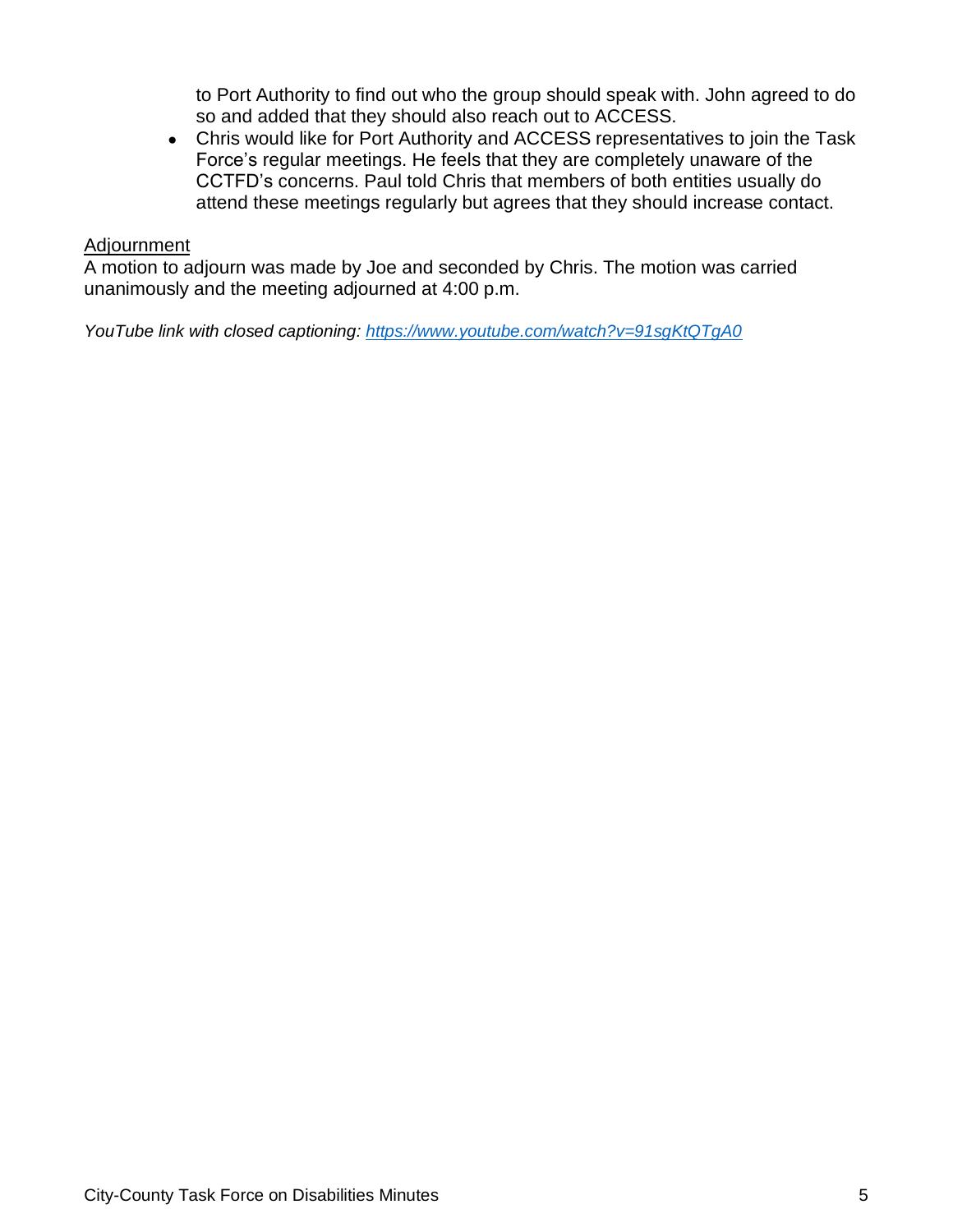to Port Authority to find out who the group should speak with. John agreed to do so and added that they should also reach out to ACCESS.

- Chris would like for Port Authority and ACCESS representatives to join the Task Force's regular meetings. He feels that they are completely unaware of the CCTFD's concerns. Paul told Chris that members of both entities usually do attend these meetings regularly but agrees that they should increase contact.

<u>Adjournment</u>

A motion to adjourn was made by Joe and seconded by Chris. The motion was carried unanimously and the meeting adjourned at 4:00 p.m.

*YouTube link with closed captioning: [https://www.youtube.com/watch?v=91sgKtQTgA0](https://www.youtube.com/watch?v=91sgKtQTgA0)*